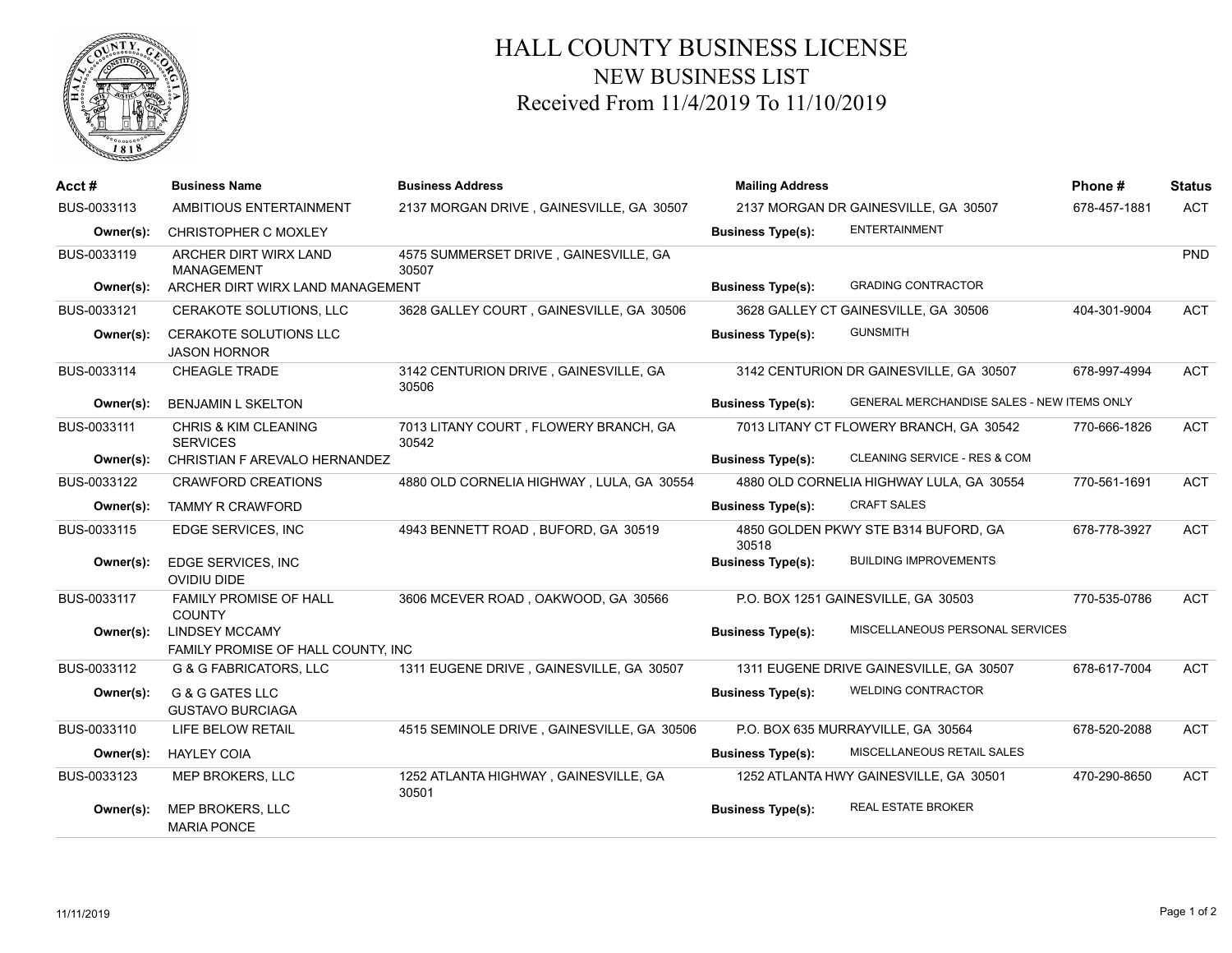# HALL COUNTY BUSINESS LICENSE

## NEW BUSINESS LIST

### Received From 11/4/2019 To 11/10/2019

| Acct # | Business Name | Business Address | Mailing Address | | Phone # | Status |
|---|---|---|---|---|---|---|
| BUS-0033113 | AMBITIOUS ENTERTAINMENT | 2137 MORGAN DRIVE , GAINESVILLE, GA 30507 | 2137 MORGAN DR GAINESVILLE, GA 30507 | | 678-457-1881 | ACT |
| **Owner(s):** | CHRISTOPHER C MOXLEY | | **Business Type(s):** | ENTERTAINMENT | | |
| BUS-0033119 | ARCHER DIRT WIRX LAND MANAGEMENT | 4575 SUMMERSET DRIVE , GAINESVILLE, GA 30507 | | | | PND |
| **Owner(s):** | ARCHER DIRT WIRX LAND MANAGEMENT | | **Business Type(s):** | GRADING CONTRACTOR | | |
| BUS-0033121 | CERAKOTE SOLUTIONS, LLC | 3628 GALLEY COURT , GAINESVILLE, GA 30506 | 3628 GALLEY CT GAINESVILLE, GA 30506 | | 404-301-9004 | ACT |
| **Owner(s):** | CERAKOTE SOLUTIONS LLC<br>JASON HORNOR | | **Business Type(s):** | GUNSMITH | | |
| BUS-0033114 | CHEAGLE TRADE | 3142 CENTURION DRIVE , GAINESVILLE, GA 30506 | 3142 CENTURION DR GAINESVILLE, GA 30507 | | 678-997-4994 | ACT |
| **Owner(s):** | BENJAMIN L SKELTON | | **Business Type(s):** | GENERAL MERCHANDISE SALES - NEW ITEMS ONLY | | |
| BUS-0033111 | CHRIS & KIM CLEANING SERVICES | 7013 LITANY COURT , FLOWERY BRANCH, GA 30542 | 7013 LITANY CT FLOWERY BRANCH, GA 30542 | | 770-666-1826 | ACT |
| **Owner(s):** | CHRISTIAN F AREVALO HERNANDEZ | | **Business Type(s):** | CLEANING SERVICE - RES & COM | | |
| BUS-0033122 | CRAWFORD CREATIONS | 4880 OLD CORNELIA HIGHWAY , LULA, GA 30554 | 4880 OLD CORNELIA HIGHWAY LULA, GA 30554 | | 770-561-1691 | ACT |
| **Owner(s):** | TAMMY R CRAWFORD | | **Business Type(s):** | CRAFT SALES | | |
| BUS-0033115 | EDGE SERVICES, INC | 4943 BENNETT ROAD , BUFORD, GA 30519 | 4850 GOLDEN PKWY STE B314 BUFORD, GA 30518 | | 678-778-3927 | ACT |
| **Owner(s):** | EDGE SERVICES, INC<br>OVIDIU DIDE | | **Business Type(s):** | BUILDING IMPROVEMENTS | | |
| BUS-0033117 | FAMILY PROMISE OF HALL COUNTY | 3606 MCEVER ROAD , OAKWOOD, GA 30566 | P.O. BOX 1251 GAINESVILLE, GA 30503 | | 770-535-0786 | ACT |
| **Owner(s):** | LINDSEY MCCAMY<br>FAMILY PROMISE OF HALL COUNTY, INC | | **Business Type(s):** | MISCELLANEOUS PERSONAL SERVICES | | |
| BUS-0033112 | G & G FABRICATORS, LLC | 1311 EUGENE DRIVE , GAINESVILLE, GA 30507 | 1311 EUGENE DRIVE GAINESVILLE, GA 30507 | | 678-617-7004 | ACT |
| **Owner(s):** | G & G GATES LLC<br>GUSTAVO BURCIAGA | | **Business Type(s):** | WELDING CONTRACTOR | | |
| BUS-0033110 | LIFE BELOW RETAIL | 4515 SEMINOLE DRIVE , GAINESVILLE, GA 30506 | P.O. BOX 635 MURRAYVILLE, GA 30564 | | 678-520-2088 | ACT |
| **Owner(s):** | HAYLEY COIA | | **Business Type(s):** | MISCELLANEOUS RETAIL SALES | | |
| BUS-0033123 | MEP BROKERS, LLC | 1252 ATLANTA HIGHWAY , GAINESVILLE, GA 30501 | 1252 ATLANTA HWY GAINESVILLE, GA 30501 | | 470-290-8650 | ACT |
| **Owner(s):** | MEP BROKERS, LLC<br>MARIA PONCE | | **Business Type(s):** | REAL ESTATE BROKER | | |

11/11/2019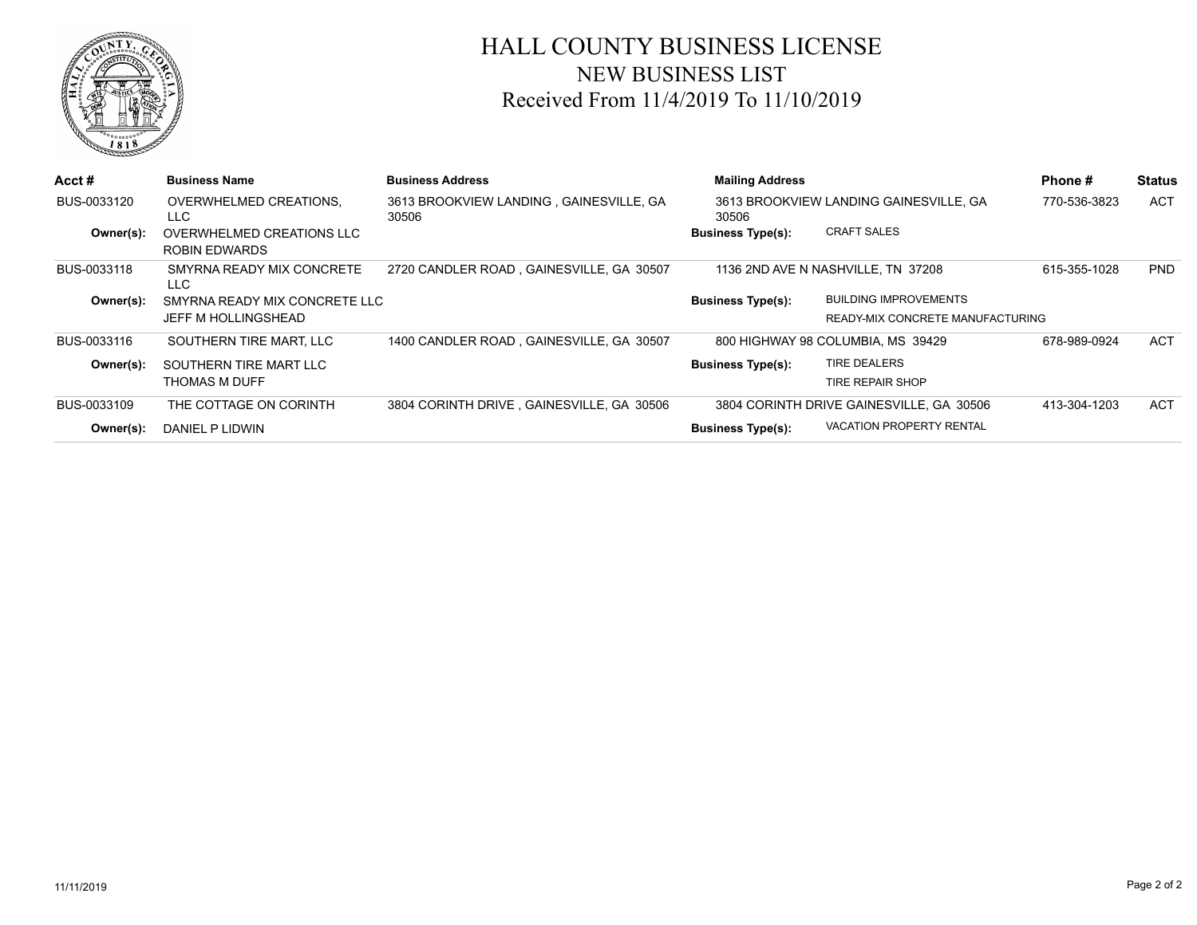# HALL COUNTY BUSINESS LICENSE
## NEW BUSINESS LIST
### Received From 11/4/2019 To 11/10/2019

| Acct # | Business Name | Business Address | Mailing Address | | Phone # | Status |
|---|---|---|---|---|---|---|
| BUS-0033120 | OVERWHELMED CREATIONS, LLC | 3613 BROOKVIEW LANDING , GAINESVILLE, GA 30506 | 3613 BROOKVIEW LANDING GAINESVILLE, GA 30506 | | 770-536-3823 | ACT |
| **Owner(s):** | OVERWHELMED CREATIONS LLC<br>ROBIN EDWARDS | | **Business Type(s):** | CRAFT SALES | | |
| BUS-0033118 | SMYRNA READY MIX CONCRETE LLC | 2720 CANDLER ROAD , GAINESVILLE, GA 30507 | 1136 2ND AVE N NASHVILLE, TN 37208 | | 615-355-1028 | PND |
| **Owner(s):** | SMYRNA READY MIX CONCRETE LLC<br>JEFF M HOLLINGSHEAD | | **Business Type(s):** | BUILDING IMPROVEMENTS<br>READY-MIX CONCRETE MANUFACTURING | | |
| BUS-0033116 | SOUTHERN TIRE MART, LLC | 1400 CANDLER ROAD , GAINESVILLE, GA 30507 | 800 HIGHWAY 98 COLUMBIA, MS 39429 | | 678-989-0924 | ACT |
| **Owner(s):** | SOUTHERN TIRE MART LLC<br>THOMAS M DUFF | | **Business Type(s):** | TIRE DEALERS<br>TIRE REPAIR SHOP | | |
| BUS-0033109 | THE COTTAGE ON CORINTH | 3804 CORINTH DRIVE , GAINESVILLE, GA 30506 | 3804 CORINTH DRIVE GAINESVILLE, GA 30506 | | 413-304-1203 | ACT |
| **Owner(s):** | DANIEL P LIDWIN | | **Business Type(s):** | VACATION PROPERTY RENTAL | | |

11/11/2019